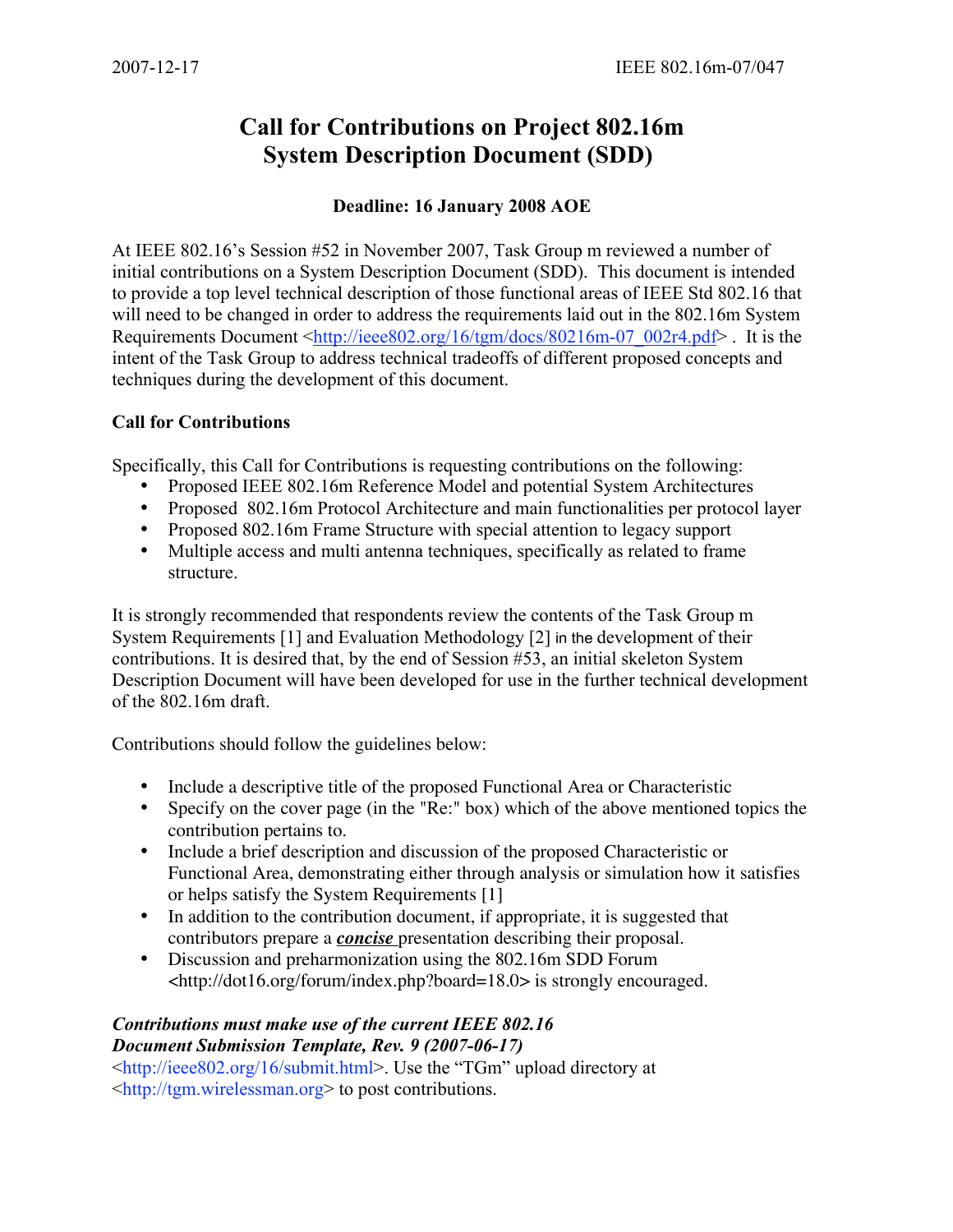# Call for Contributions on Project 802.16m System Description Document (SDD)

**Deadline: 16 January 2008 AOE**

At IEEE 802.16's Session #52 in November 2007, Task Group m reviewed a number of initial contributions on a System Description Document (SDD). This document is intended to provide a top level technical description of those functional areas of IEEE Std 802.16 that will need to be changed in order to address the requirements laid out in the 802.16m System Requirements Document <http://ieee802.org/16/tgm/docs/80216m-07_002r4.pdf> . It is the intent of the Task Group to address technical tradeoffs of different proposed concepts and techniques during the development of this document.

## Call for Contributions

Specifically, this Call for Contributions is requesting contributions on the following:

- Proposed IEEE 802.16m Reference Model and potential System Architectures
- Proposed 802.16m Protocol Architecture and main functionalities per protocol layer
- Proposed 802.16m Frame Structure with special attention to legacy support
- Multiple access and multi antenna techniques, specifically as related to frame structure.

It is strongly recommended that respondents review the contents of the Task Group m System Requirements [1] and Evaluation Methodology [2] in the development of their contributions. It is desired that, by the end of Session #53, an initial skeleton System Description Document will have been developed for use in the further technical development of the 802.16m draft.

Contributions should follow the guidelines below:

- Include a descriptive title of the proposed Functional Area or Characteristic
- Specify on the cover page (in the "Re:" box) which of the above mentioned topics the contribution pertains to.
- Include a brief description and discussion of the proposed Characteristic or Functional Area, demonstrating either through analysis or simulation how it satisfies or helps satisfy the System Requirements [1]
- In addition to the contribution document, if appropriate, it is suggested that contributors prepare a ***concise*** presentation describing their proposal.
- Discussion and preharmonization using the 802.16m SDD Forum <http://dot16.org/forum/index.php?board=18.0> is strongly encouraged.

***Contributions must make use of the current IEEE 802.16 Document Submission Template, Rev. 9 (2007-06-17)***
<http://ieee802.org/16/submit.html>. Use the "TGm" upload directory at <http://tgm.wirelessman.org> to post contributions.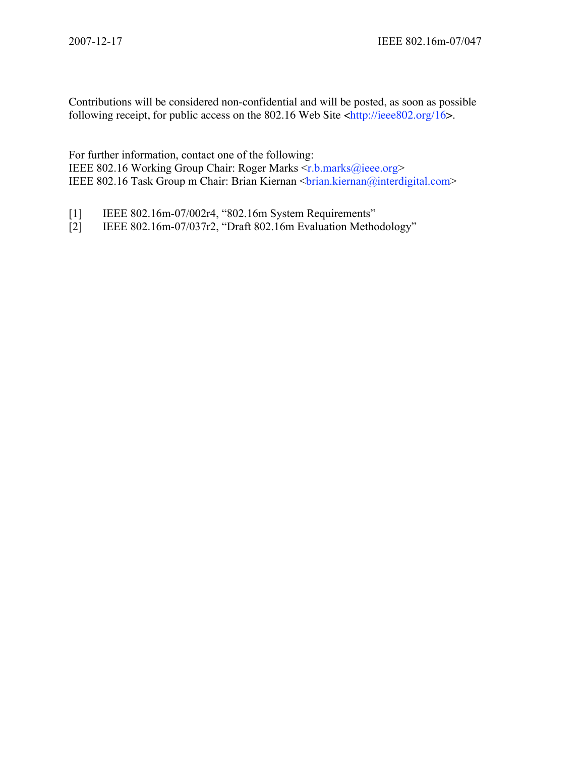Contributions will be considered non-confidential and will be posted, as soon as possible following receipt, for public access on the 802.16 Web Site <http://ieee802.org/16>.

For further information, contact one of the following:
IEEE 802.16 Working Group Chair: Roger Marks <r.b.marks@ieee.org>
IEEE 802.16 Task Group m Chair: Brian Kiernan <brian.kiernan@interdigital.com>

[1] IEEE 802.16m-07/002r4, "802.16m System Requirements"
[2] IEEE 802.16m-07/037r2, "Draft 802.16m Evaluation Methodology"